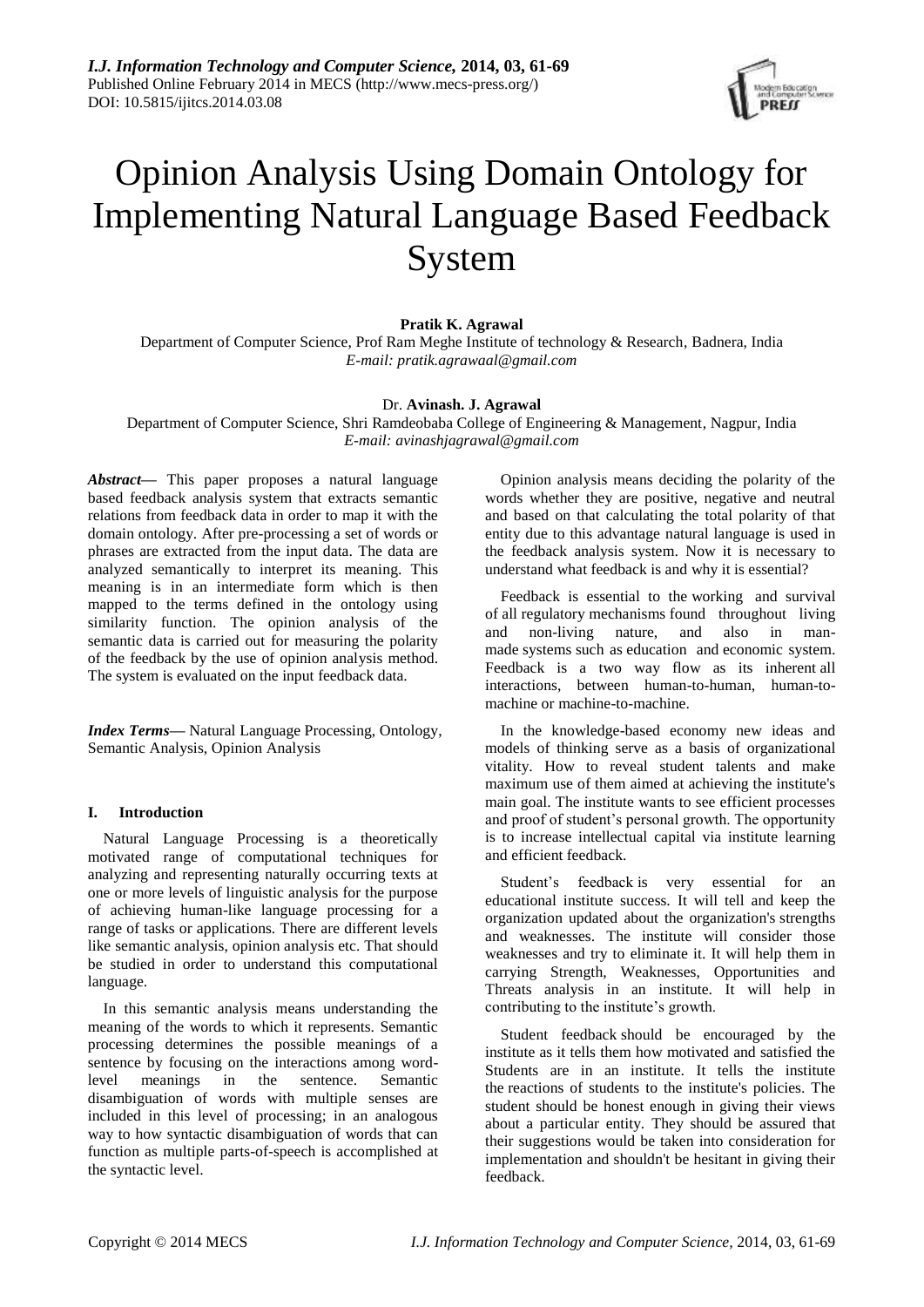# Opinion Analysis Using Domain Ontology for Implementing Natural Language Based Feedback System

**Pratik K. Agrawal**

Department of Computer Science, Prof Ram Meghe Institute of technology & Research, Badnera, India

*E-mail: pratik.agrawaal@gmail.com*

Dr. **Avinash. J. Agrawal**

Department of Computer Science, Shri Ramdeobaba College of Engineering & Management, Nagpur, India

*E-mail: avinashjagrawal@gmail.com*

***Abstract*****—** This paper proposes a natural language based feedback analysis system that extracts semantic relations from feedback data in order to map it with the domain ontology. After pre-processing a set of words or phrases are extracted from the input data. The data are analyzed semantically to interpret its meaning. This meaning is in an intermediate form which is then mapped to the terms defined in the ontology using similarity function. The opinion analysis of the semantic data is carried out for measuring the polarity of the feedback by the use of opinion analysis method. The system is evaluated on the input feedback data.

***Index Terms*****—** Natural Language Processing, Ontology, Semantic Analysis, Opinion Analysis

## I. Introduction

Natural Language Processing is a theoretically motivated range of computational techniques for analyzing and representing naturally occurring texts at one or more levels of linguistic analysis for the purpose of achieving human-like language processing for a range of tasks or applications. There are different levels like semantic analysis, opinion analysis etc. That should be studied in order to understand this computational language.

In this semantic analysis means understanding the meaning of the words to which it represents. Semantic processing determines the possible meanings of a sentence by focusing on the interactions among word-level meanings in the sentence. Semantic disambiguation of words with multiple senses are included in this level of processing; in an analogous way to how syntactic disambiguation of words that can function as multiple parts-of-speech is accomplished at the syntactic level.

Opinion analysis means deciding the polarity of the words whether they are positive, negative and neutral and based on that calculating the total polarity of that entity due to this advantage natural language is used in the feedback analysis system. Now it is necessary to understand what feedback is and why it is essential?

Feedback is essential to the working and survival of all regulatory mechanisms found throughout living and non-living nature, and also in man-made systems such as education and economic system. Feedback is a two way flow as its inherent all interactions, between human-to-human, human-to-machine or machine-to-machine.

In the knowledge-based economy new ideas and models of thinking serve as a basis of organizational vitality. How to reveal student talents and make maximum use of them aimed at achieving the institute's main goal. The institute wants to see efficient processes and proof of student's personal growth. The opportunity is to increase intellectual capital via institute learning and efficient feedback.

Student's feedback is very essential for an educational institute success. It will tell and keep the organization updated about the organization's strengths and weaknesses. The institute will consider those weaknesses and try to eliminate it. It will help them in carrying Strength, Weaknesses, Opportunities and Threats analysis in an institute. It will help in contributing to the institute's growth.

Student feedback should be encouraged by the institute as it tells them how motivated and satisfied the Students are in an institute. It tells the institute the reactions of students to the institute's policies. The student should be honest enough in giving their views about a particular entity. They should be assured that their suggestions would be taken into consideration for implementation and shouldn't be hesitant in giving their feedback.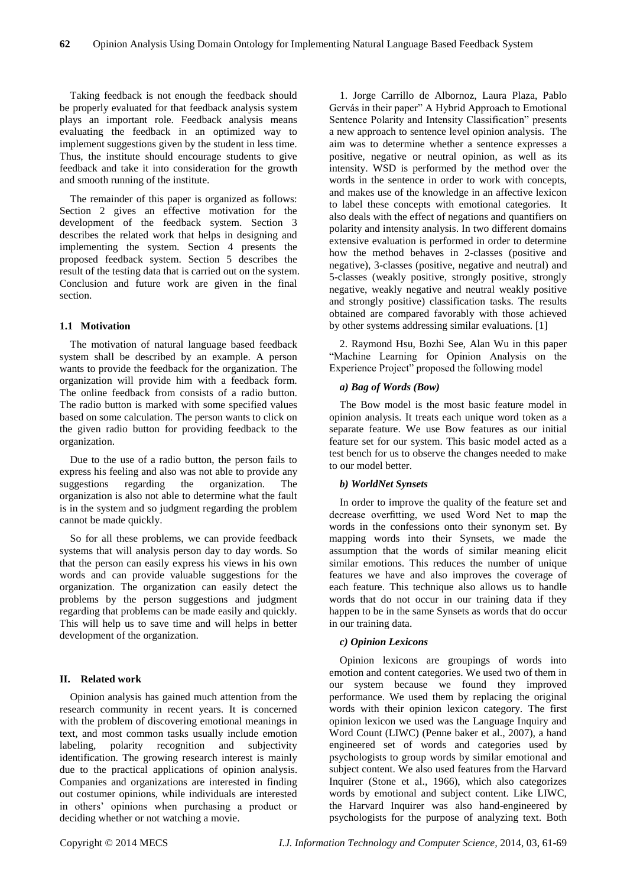Taking feedback is not enough the feedback should be properly evaluated for that feedback analysis system plays an important role. Feedback analysis means evaluating the feedback in an optimized way to implement suggestions given by the student in less time. Thus, the institute should encourage students to give feedback and take it into consideration for the growth and smooth running of the institute.

The remainder of this paper is organized as follows: Section 2 gives an effective motivation for the development of the feedback system. Section 3 describes the related work that helps in designing and implementing the system. Section 4 presents the proposed feedback system. Section 5 describes the result of the testing data that is carried out on the system. Conclusion and future work are given in the final section.

### 1.1 Motivation

The motivation of natural language based feedback system shall be described by an example. A person wants to provide the feedback for the organization. The organization will provide him with a feedback form. The online feedback from consists of a radio button. The radio button is marked with some specified values based on some calculation. The person wants to click on the given radio button for providing feedback to the organization.

Due to the use of a radio button, the person fails to express his feeling and also was not able to provide any suggestions regarding the organization. The organization is also not able to determine what the fault is in the system and so judgment regarding the problem cannot be made quickly.

So for all these problems, we can provide feedback systems that will analysis person day to day words. So that the person can easily express his views in his own words and can provide valuable suggestions for the organization. The organization can easily detect the problems by the person suggestions and judgment regarding that problems can be made easily and quickly. This will help us to save time and will helps in better development of the organization.

## II. Related work

Opinion analysis has gained much attention from the research community in recent years. It is concerned with the problem of discovering emotional meanings in text, and most common tasks usually include emotion labeling, polarity recognition and subjectivity identification. The growing research interest is mainly due to the practical applications of opinion analysis. Companies and organizations are interested in finding out costumer opinions, while individuals are interested in others' opinions when purchasing a product or deciding whether or not watching a movie.

1. Jorge Carrillo de Albornoz, Laura Plaza, Pablo Gervás in their paper" A Hybrid Approach to Emotional Sentence Polarity and Intensity Classification" presents a new approach to sentence level opinion analysis. The aim was to determine whether a sentence expresses a positive, negative or neutral opinion, as well as its intensity. WSD is performed by the method over the words in the sentence in order to work with concepts, and makes use of the knowledge in an affective lexicon to label these concepts with emotional categories. It also deals with the effect of negations and quantifiers on polarity and intensity analysis. In two different domains extensive evaluation is performed in order to determine how the method behaves in 2-classes (positive and negative), 3-classes (positive, negative and neutral) and 5-classes (weakly positive, strongly positive, strongly negative, weakly negative and neutral weakly positive and strongly positive) classification tasks. The results obtained are compared favorably with those achieved by other systems addressing similar evaluations. [1]

2. Raymond Hsu, Bozhi See, Alan Wu in this paper "Machine Learning for Opinion Analysis on the Experience Project" proposed the following model

#### *a) Bag of Words (Bow)*

The Bow model is the most basic feature model in opinion analysis. It treats each unique word token as a separate feature. We use Bow features as our initial feature set for our system. This basic model acted as a test bench for us to observe the changes needed to make to our model better.

#### *b) WorldNet Synsets*

In order to improve the quality of the feature set and decrease overfitting, we used Word Net to map the words in the confessions onto their synonym set. By mapping words into their Synsets, we made the assumption that the words of similar meaning elicit similar emotions. This reduces the number of unique features we have and also improves the coverage of each feature. This technique also allows us to handle words that do not occur in our training data if they happen to be in the same Synsets as words that do occur in our training data.

#### *c) Opinion Lexicons*

Opinion lexicons are groupings of words into emotion and content categories. We used two of them in our system because we found they improved performance. We used them by replacing the original words with their opinion lexicon category. The first opinion lexicon we used was the Language Inquiry and Word Count (LIWC) (Penne baker et al., 2007), a hand engineered set of words and categories used by psychologists to group words by similar emotional and subject content. We also used features from the Harvard Inquirer (Stone et al., 1966), which also categorizes words by emotional and subject content. Like LIWC, the Harvard Inquirer was also hand-engineered by psychologists for the purpose of analyzing text. Both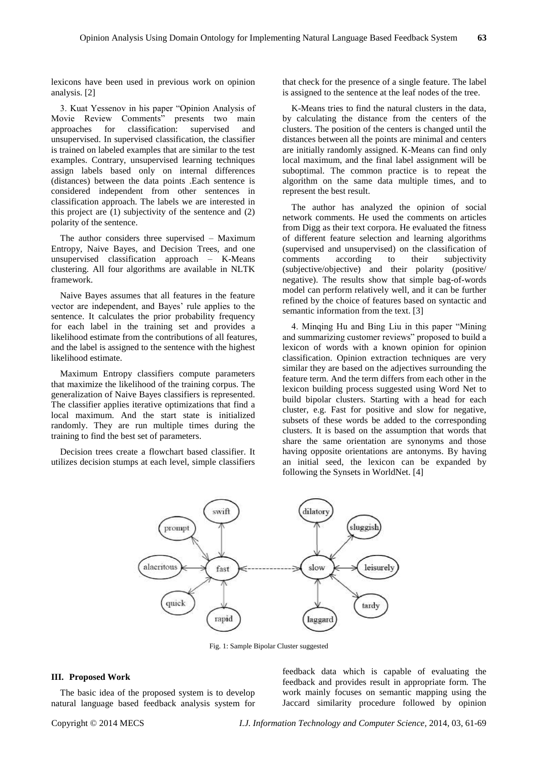lexicons have been used in previous work on opinion analysis. [2]

3. Kuat Yessenov in his paper "Opinion Analysis of Movie Review Comments" presents two main approaches for classification: supervised and unsupervised. In supervised classification, the classifier is trained on labeled examples that are similar to the test examples. Contrary, unsupervised learning techniques assign labels based only on internal differences (distances) between the data points .Each sentence is considered independent from other sentences in classification approach. The labels we are interested in this project are (1) subjectivity of the sentence and (2) polarity of the sentence.

The author considers three supervised – Maximum Entropy, Naive Bayes, and Decision Trees, and one unsupervised classification approach – K-Means clustering. All four algorithms are available in NLTK framework.

Naive Bayes assumes that all features in the feature vector are independent, and Bayes' rule applies to the sentence. It calculates the prior probability frequency for each label in the training set and provides a likelihood estimate from the contributions of all features, and the label is assigned to the sentence with the highest likelihood estimate.

Maximum Entropy classifiers compute parameters that maximize the likelihood of the training corpus. The generalization of Naive Bayes classifiers is represented. The classifier applies iterative optimizations that find a local maximum. And the start state is initialized randomly. They are run multiple times during the training to find the best set of parameters.

Decision trees create a flowchart based classifier. It utilizes decision stumps at each level, simple classifiers that check for the presence of a single feature. The label is assigned to the sentence at the leaf nodes of the tree.

K-Means tries to find the natural clusters in the data, by calculating the distance from the centers of the clusters. The position of the centers is changed until the distances between all the points are minimal and centers are initially randomly assigned. K-Means can find only local maximum, and the final label assignment will be suboptimal. The common practice is to repeat the algorithm on the same data multiple times, and to represent the best result.

The author has analyzed the opinion of social network comments. He used the comments on articles from Digg as their text corpora. He evaluated the fitness of different feature selection and learning algorithms (supervised and unsupervised) on the classification of comments according to their subjectivity (subjective/objective) and their polarity (positive/ negative). The results show that simple bag-of-words model can perform relatively well, and it can be further refined by the choice of features based on syntactic and semantic information from the text. [3]

4. Minqing Hu and Bing Liu in this paper "Mining and summarizing customer reviews" proposed to build a lexicon of words with a known opinion for opinion classification. Opinion extraction techniques are very similar they are based on the adjectives surrounding the feature term. And the term differs from each other in the lexicon building process suggested using Word Net to build bipolar clusters. Starting with a head for each cluster, e.g. Fast for positive and slow for negative, subsets of these words be added to the corresponding clusters. It is based on the assumption that words that share the same orientation are synonyms and those having opposite orientations are antonyms. By having an initial seed, the lexicon can be expanded by following the Synsets in WorldNet. [4]

Fig. 1: Sample Bipolar Cluster suggested

### III. Proposed Work

The basic idea of the proposed system is to develop natural language based feedback analysis system for feedback data which is capable of evaluating the feedback and provides result in appropriate form. The work mainly focuses on semantic mapping using the Jaccard similarity procedure followed by opinion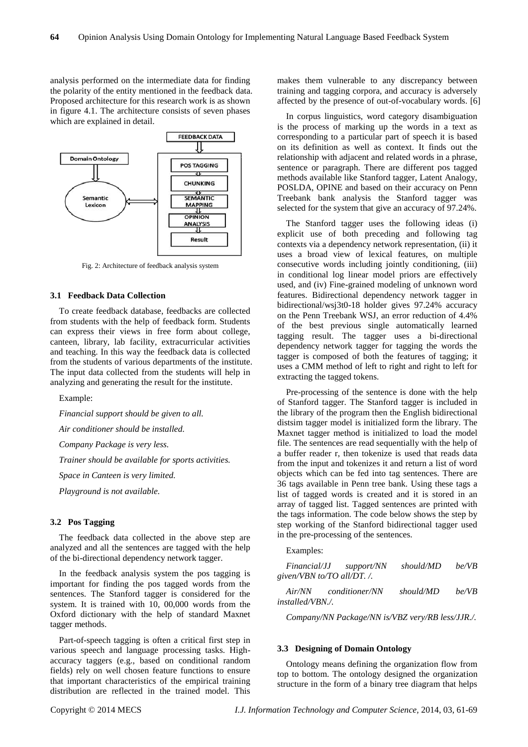analysis performed on the intermediate data for finding the polarity of the entity mentioned in the feedback data. Proposed architecture for this research work is as shown in figure 4.1. The architecture consists of seven phases which are explained in detail.

Fig. 2: Architecture of feedback analysis system

### 3.1 Feedback Data Collection

To create feedback database, feedbacks are collected from students with the help of feedback form. Students can express their views in free form about college, canteen, library, lab facility, extracurricular activities and teaching. In this way the feedback data is collected from the students of various departments of the institute. The input data collected from the students will help in analyzing and generating the result for the institute.

Example:

*Financial support should be given to all.*

*Air conditioner should be installed.*

*Company Package is very less.*

*Trainer should be available for sports activities.*

*Space in Canteen is very limited.*

*Playground is not available.*

### 3.2 Pos Tagging

The feedback data collected in the above step are analyzed and all the sentences are tagged with the help of the bi-directional dependency network tagger.

In the feedback analysis system the pos tagging is important for finding the pos tagged words from the sentences. The Stanford tagger is considered for the system. It is trained with 10, 00,000 words from the Oxford dictionary with the help of standard Maxnet tagger methods.

Part-of-speech tagging is often a critical first step in various speech and language processing tasks. High-accuracy taggers (e.g., based on conditional random fields) rely on well chosen feature functions to ensure that important characteristics of the empirical training distribution are reflected in the trained model. This makes them vulnerable to any discrepancy between training and tagging corpora, and accuracy is adversely affected by the presence of out-of-vocabulary words. [6]

In corpus linguistics, word category disambiguation is the process of marking up the words in a text as corresponding to a particular part of speech it is based on its definition as well as context. It finds out the relationship with adjacent and related words in a phrase, sentence or paragraph. There are different pos tagged methods available like Stanford tagger, Latent Analogy, POSLDA, OPINE and based on their accuracy on Penn Treebank bank analysis the Stanford tagger was selected for the system that give an accuracy of 97.24%.

The Stanford tagger uses the following ideas (i) explicit use of both preceding and following tag contexts via a dependency network representation, (ii) it uses a broad view of lexical features, on multiple consecutive words including jointly conditioning, (iii) in conditional log linear model priors are effectively used, and (iv) Fine-grained modeling of unknown word features. Bidirectional dependency network tagger in bidirectional/wsj3t0-18 holder gives 97.24% accuracy on the Penn Treebank WSJ, an error reduction of 4.4% of the best previous single automatically learned tagging result. The tagger uses a bi-directional dependency network tagger for tagging the words the tagger is composed of both the features of tagging; it uses a CMM method of left to right and right to left for extracting the tagged tokens.

Pre-processing of the sentence is done with the help of Stanford tagger. The Stanford tagger is included in the library of the program then the English bidirectional distsim tagger model is initialized form the library. The Maxnet tagger method is initialized to load the model file. The sentences are read sequentially with the help of a buffer reader r, then tokenize is used that reads data from the input and tokenizes it and return a list of word objects which can be fed into tag sentences. There are 36 tags available in Penn tree bank. Using these tags a list of tagged words is created and it is stored in an array of tagged list. Tagged sentences are printed with the tags information. The code below shows the step by step working of the Stanford bidirectional tagger used in the pre-processing of the sentences.

Examples:

*Financial/JJ support/NN should/MD be/VB given/VBN to/TO all/DT. /.*

*Air/NN conditioner/NN should/MD be/VB installed/VBN./.*

*Company/NN Package/NN is/VBZ very/RB less/JJR./.*

### 3.3 Designing of Domain Ontology

Ontology means defining the organization flow from top to bottom. The ontology designed the organization structure in the form of a binary tree diagram that helps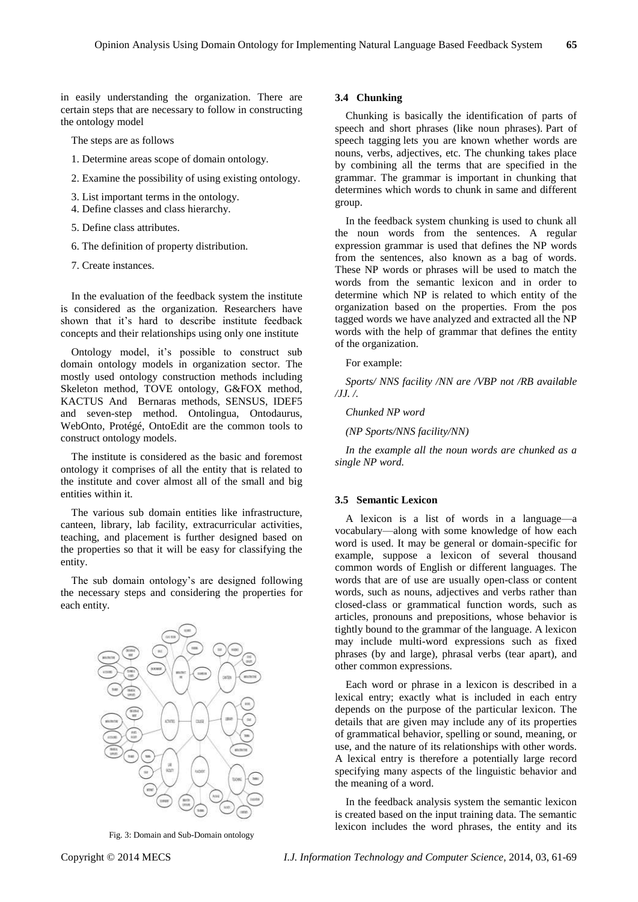in easily understanding the organization. There are certain steps that are necessary to follow in constructing the ontology model

The steps are as follows

1. Determine areas scope of domain ontology.
2. Examine the possibility of using existing ontology.
3. List important terms in the ontology.
4. Define classes and class hierarchy.
5. Define class attributes.
6. The definition of property distribution.
7. Create instances.

In the evaluation of the feedback system the institute is considered as the organization. Researchers have shown that it's hard to describe institute feedback concepts and their relationships using only one institute

Ontology model, it's possible to construct sub domain ontology models in organization sector. The mostly used ontology construction methods including Skeleton method, TOVE ontology, G&FOX method, KACTUS And Bernaras methods, SENSUS, IDEF5 and seven-step method. Ontolingua, Ontodaurus, WebOnto, Protégé, OntoEdit are the common tools to construct ontology models.

The institute is considered as the basic and foremost ontology it comprises of all the entity that is related to the institute and cover almost all of the small and big entities within it.

The various sub domain entities like infrastructure, canteen, library, lab facility, extracurricular activities, teaching, and placement is further designed based on the properties so that it will be easy for classifying the entity.

The sub domain ontology's are designed following the necessary steps and considering the properties for each entity.

Fig. 3: Domain and Sub-Domain ontology

### 3.4 Chunking

Chunking is basically the identification of parts of speech and short phrases (like noun phrases). Part of speech tagging lets you are known whether words are nouns, verbs, adjectives, etc. The chunking takes place by combining all the terms that are specified in the grammar. The grammar is important in chunking that determines which words to chunk in same and different group.

In the feedback system chunking is used to chunk all the noun words from the sentences. A regular expression grammar is used that defines the NP words from the sentences, also known as a bag of words. These NP words or phrases will be used to match the words from the semantic lexicon and in order to determine which NP is related to which entity of the organization based on the properties. From the pos tagged words we have analyzed and extracted all the NP words with the help of grammar that defines the entity of the organization.

For example:

*Sports/ NNS facility /NN are /VBP not /RB available /JJ. /.*

*Chunked NP word*

*(NP Sports/NNS facility/NN)*

*In the example all the noun words are chunked as a single NP word.*

### 3.5 Semantic Lexicon

A lexicon is a list of words in a language—a vocabulary—along with some knowledge of how each word is used. It may be general or domain-specific for example, suppose a lexicon of several thousand common words of English or different languages. The words that are of use are usually open-class or content words, such as nouns, adjectives and verbs rather than closed-class or grammatical function words, such as articles, pronouns and prepositions, whose behavior is tightly bound to the grammar of the language. A lexicon may include multi-word expressions such as fixed phrases (by and large), phrasal verbs (tear apart), and other common expressions.

Each word or phrase in a lexicon is described in a lexical entry; exactly what is included in each entry depends on the purpose of the particular lexicon. The details that are given may include any of its properties of grammatical behavior, spelling or sound, meaning, or use, and the nature of its relationships with other words. A lexical entry is therefore a potentially large record specifying many aspects of the linguistic behavior and the meaning of a word.

In the feedback analysis system the semantic lexicon is created based on the input training data. The semantic lexicon includes the word phrases, the entity and its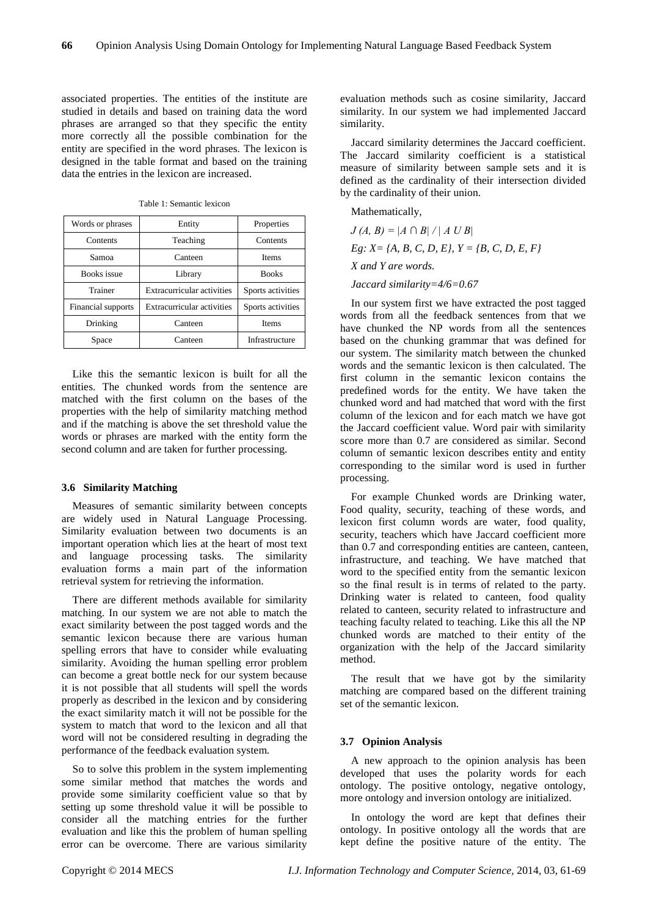associated properties. The entities of the institute are studied in details and based on training data the word phrases are arranged so that they specific the entity more correctly all the possible combination for the entity are specified in the word phrases. The lexicon is designed in the table format and based on the training data the entries in the lexicon are increased.

Table 1: Semantic lexicon

| Words or phrases | Entity | Properties |
|---|---|---|
| Contents | Teaching | Contents |
| Samoa | Canteen | Items |
| Books issue | Library | Books |
| Trainer | Extracurricular activities | Sports activities |
| Financial supports | Extracurricular activities | Sports activities |
| Drinking | Canteen | Items |
| Space | Canteen | Infrastructure |

Like this the semantic lexicon is built for all the entities. The chunked words from the sentence are matched with the first column on the bases of the properties with the help of similarity matching method and if the matching is above the set threshold value the words or phrases are marked with the entity form the second column and are taken for further processing.

### 3.6 Similarity Matching

Measures of semantic similarity between concepts are widely used in Natural Language Processing. Similarity evaluation between two documents is an important operation which lies at the heart of most text and language processing tasks. The similarity evaluation forms a main part of the information retrieval system for retrieving the information.

There are different methods available for similarity matching. In our system we are not able to match the exact similarity between the post tagged words and the semantic lexicon because there are various human spelling errors that have to consider while evaluating similarity. Avoiding the human spelling error problem can become a great bottle neck for our system because it is not possible that all students will spell the words properly as described in the lexicon and by considering the exact similarity match it will not be possible for the system to match that word to the lexicon and all that word will not be considered resulting in degrading the performance of the feedback evaluation system.

So to solve this problem in the system implementing some similar method that matches the words and provide some similarity coefficient value so that by setting up some threshold value it will be possible to consider all the matching entries for the further evaluation and like this the problem of human spelling error can be overcome. There are various similarity evaluation methods such as cosine similarity, Jaccard similarity. In our system we had implemented Jaccard similarity.

Jaccard similarity determines the Jaccard coefficient. The Jaccard similarity coefficient is a statistical measure of similarity between sample sets and it is defined as the cardinality of their intersection divided by the cardinality of their union.

Mathematically,

$J(A, B) = |A \cap B| / |A \cup B|$

*Eg:* $X = \{A, B, C, D, E\}$, $Y = \{B, C, D, E, F\}$

*X and Y are words.*

*Jaccard similarity=4/6=0.67*

In our system first we have extracted the post tagged words from all the feedback sentences from that we have chunked the NP words from all the sentences based on the chunking grammar that was defined for our system. The similarity match between the chunked words and the semantic lexicon is then calculated. The first column in the semantic lexicon contains the predefined words for the entity. We have taken the chunked word and had matched that word with the first column of the lexicon and for each match we have got the Jaccard coefficient value. Word pair with similarity score more than 0.7 are considered as similar. Second column of semantic lexicon describes entity and entity corresponding to the similar word is used in further processing.

For example Chunked words are Drinking water, Food quality, security, teaching of these words, and lexicon first column words are water, food quality, security, teachers which have Jaccard coefficient more than 0.7 and corresponding entities are canteen, canteen, infrastructure, and teaching. We have matched that word to the specified entity from the semantic lexicon so the final result is in terms of related to the party. Drinking water is related to canteen, food quality related to canteen, security related to infrastructure and teaching faculty related to teaching. Like this all the NP chunked words are matched to their entity of the organization with the help of the Jaccard similarity method.

The result that we have got by the similarity matching are compared based on the different training set of the semantic lexicon.

### 3.7 Opinion Analysis

A new approach to the opinion analysis has been developed that uses the polarity words for each ontology. The positive ontology, negative ontology, more ontology and inversion ontology are initialized.

In ontology the word are kept that defines their ontology. In positive ontology all the words that are kept define the positive nature of the entity. The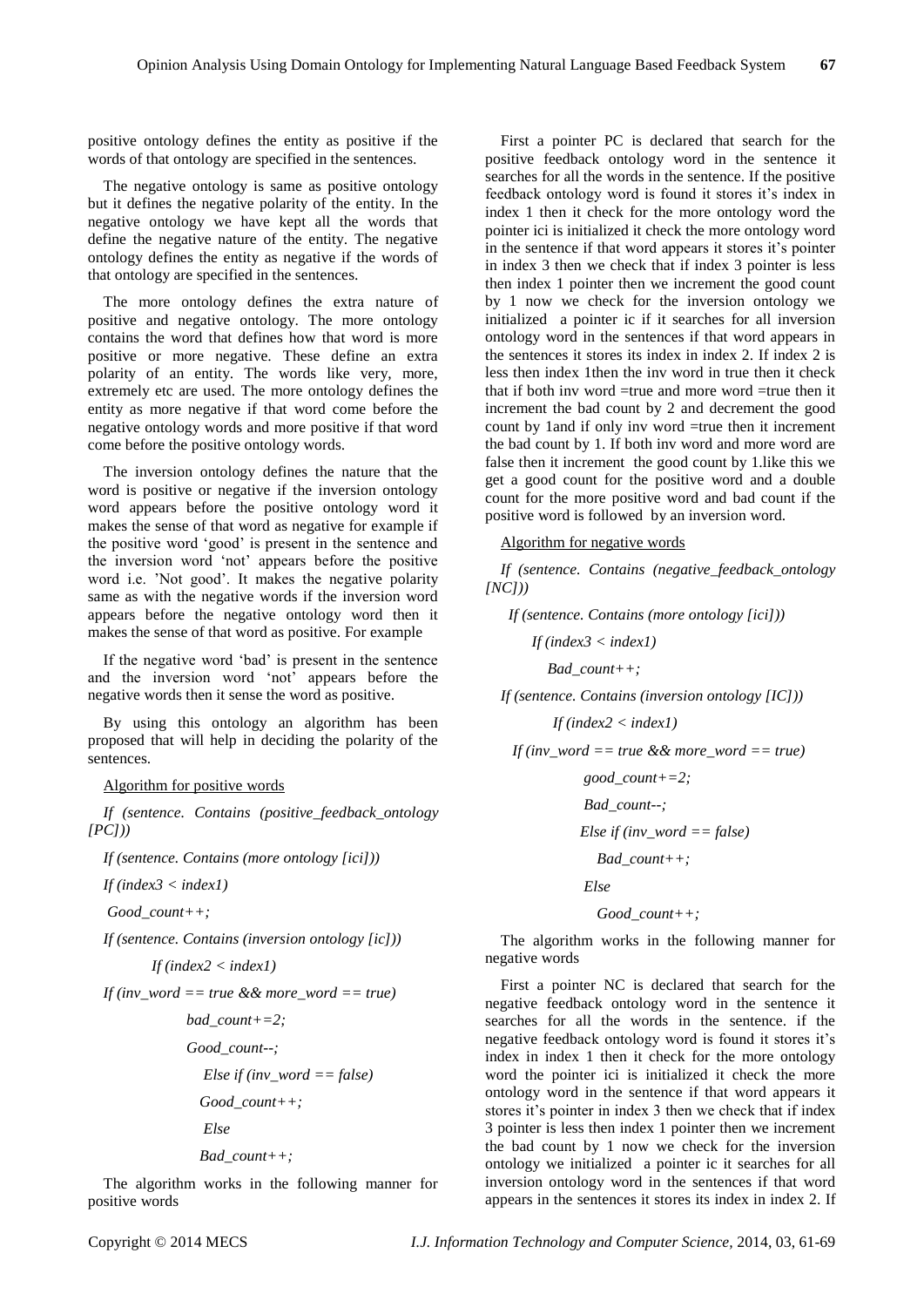positive ontology defines the entity as positive if the words of that ontology are specified in the sentences.

The negative ontology is same as positive ontology but it defines the negative polarity of the entity. In the negative ontology we have kept all the words that define the negative nature of the entity. The negative ontology defines the entity as negative if the words of that ontology are specified in the sentences.

The more ontology defines the extra nature of positive and negative ontology. The more ontology contains the word that defines how that word is more positive or more negative. These define an extra polarity of an entity. The words like very, more, extremely etc are used. The more ontology defines the entity as more negative if that word come before the negative ontology words and more positive if that word come before the positive ontology words.

The inversion ontology defines the nature that the word is positive or negative if the inversion ontology word appears before the positive ontology word it makes the sense of that word as negative for example if the positive word 'good' is present in the sentence and the inversion word 'not' appears before the positive word i.e. 'Not good'. It makes the negative polarity same as with the negative words if the inversion word appears before the negative ontology word then it makes the sense of that word as positive. For example

If the negative word 'bad' is present in the sentence and the inversion word 'not' appears before the negative words then it sense the word as positive.

By using this ontology an algorithm has been proposed that will help in deciding the polarity of the sentences.

Algorithm for positive words

```
If (sentence. Contains (positive_feedback_ontology [PC]))
If (sentence. Contains (more ontology [ici]))
If (index3 < index1)
 Good_count++;
If (sentence. Contains (inversion ontology [ic]))
    If (index2 < index1)
If (inv_word == true && more_word == true)
        bad_count+=2;
        Good_count--;
          Else if (inv_word == false)
         Good_count++;
          Else
         Bad_count++;
```

The algorithm works in the following manner for positive words

First a pointer PC is declared that search for the positive feedback ontology word in the sentence it searches for all the words in the sentence. If the positive feedback ontology word is found it stores it's index in index 1 then it check for the more ontology word the pointer ici is initialized it check the more ontology word in the sentence if that word appears it stores it's pointer in index 3 then we check that if index 3 pointer is less then index 1 pointer then we increment the good count by 1 now we check for the inversion ontology we initialized a pointer ic if it searches for all inversion ontology word in the sentences if that word appears in the sentences it stores its index in index 2. If index 2 is less then index 1then the inv word in true then it check that if both inv word =true and more word =true then it increment the bad count by 2 and decrement the good count by 1and if only inv word =true then it increment the bad count by 1. If both inv word and more word are false then it increment the good count by 1.like this we get a good count for the positive word and a double count for the more positive word and bad count if the positive word is followed by an inversion word.

Algorithm for negative words

```
If (sentence. Contains (negative_feedback_ontology [NC]))
  If (sentence. Contains (more ontology [ici]))
     If (index3 < index1)
       Bad_count++;
If (sentence. Contains (inversion ontology [IC]))
        If (index2 < index1)
 If (inv_word == true && more_word == true)
         good_count+=2;
         Bad_count--;
        Else if (inv_word == false)
          Bad_count++;
        Else
          Good_count++;
```

The algorithm works in the following manner for negative words

First a pointer NC is declared that search for the negative feedback ontology word in the sentence it searches for all the words in the sentence. if the negative feedback ontology word is found it stores it's index in index 1 then it check for the more ontology word the pointer ici is initialized it check the more ontology word in the sentence if that word appears it stores it's pointer in index 3 then we check that if index 3 pointer is less then index 1 pointer then we increment the bad count by 1 now we check for the inversion ontology we initialized a pointer ic it searches for all inversion ontology word in the sentences if that word appears in the sentences it stores its index in index 2. If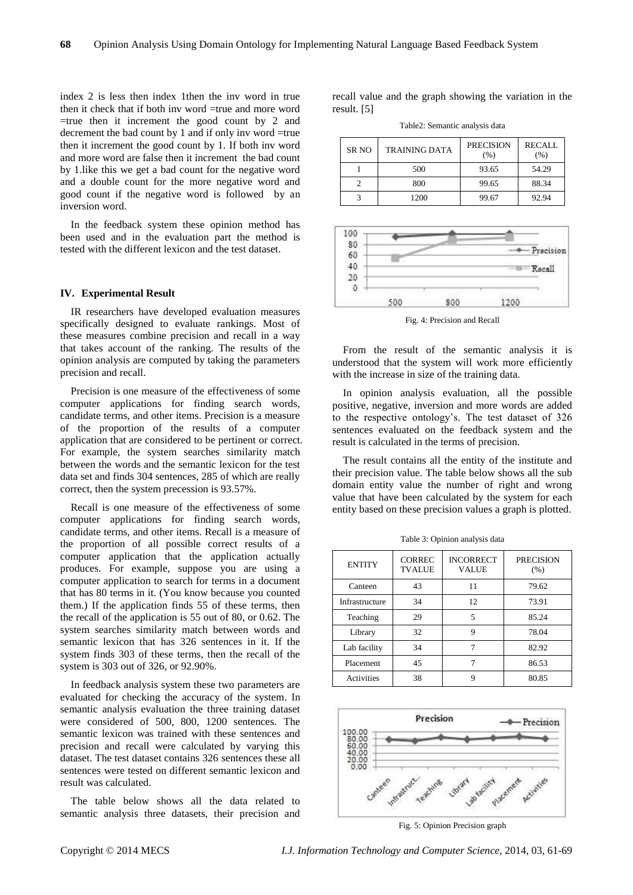index 2 is less then index 1then the inv word in true then it check that if both inv word =true and more word =true then it increment the good count by 2 and decrement the bad count by 1 and if only inv word =true then it increment the good count by 1. If both inv word and more word are false then it increment the bad count by 1.like this we get a bad count for the negative word and a double count for the more negative word and good count if the negative word is followed by an inversion word.

In the feedback system these opinion method has been used and in the evaluation part the method is tested with the different lexicon and the test dataset.

## IV. Experimental Result

IR researchers have developed evaluation measures specifically designed to evaluate rankings. Most of these measures combine precision and recall in a way that takes account of the ranking. The results of the opinion analysis are computed by taking the parameters precision and recall.

Precision is one measure of the effectiveness of some computer applications for finding search words, candidate terms, and other items. Precision is a measure of the proportion of the results of a computer application that are considered to be pertinent or correct. For example, the system searches similarity match between the words and the semantic lexicon for the test data set and finds 304 sentences, 285 of which are really correct, then the system precession is 93.57%.

Recall is one measure of the effectiveness of some computer applications for finding search words, candidate terms, and other items. Recall is a measure of the proportion of all possible correct results of a computer application that the application actually produces. For example, suppose you are using a computer application to search for terms in a document that has 80 terms in it. (You know because you counted them.) If the application finds 55 of these terms, then the recall of the application is 55 out of 80, or 0.62. The system searches similarity match between words and semantic lexicon that has 326 sentences in it. If the system finds 303 of these terms, then the recall of the system is 303 out of 326, or 92.90%.

In feedback analysis system these two parameters are evaluated for checking the accuracy of the system. In semantic analysis evaluation the three training dataset were considered of 500, 800, 1200 sentences. The semantic lexicon was trained with these sentences and precision and recall were calculated by varying this dataset. The test dataset contains 326 sentences these all sentences were tested on different semantic lexicon and result was calculated.

The table below shows all the data related to semantic analysis three datasets, their precision and recall value and the graph showing the variation in the result. [5]

Table2: Semantic analysis data

| SR NO | TRAINING DATA | PRECISION (%) | RECALL (%) |
|---|---|---|---|
| 1 | 500 | 93.65 | 54.29 |
| 2 | 800 | 99.65 | 88.34 |
| 3 | 1200 | 99.67 | 92.94 |

Fig. 4: Precision and Recall

From the result of the semantic analysis it is understood that the system will work more efficiently with the increase in size of the training data.

In opinion analysis evaluation, all the possible positive, negative, inversion and more words are added to the respective ontology's. The test dataset of 326 sentences evaluated on the feedback system and the result is calculated in the terms of precision.

The result contains all the entity of the institute and their precision value. The table below shows all the sub domain entity value the number of right and wrong value that have been calculated by the system for each entity based on these precision values a graph is plotted.

Table 3: Opinion analysis data

| ENTITY | CORREC TVALUE | INCORRECT VALUE | PRECISION (%) |
|---|---|---|---|
| Canteen | 43 | 11 | 79.62 |
| Infrastructure | 34 | 12 | 73.91 |
| Teaching | 29 | 5 | 85.24 |
| Library | 32 | 9 | 78.04 |
| Lab facility | 34 | 7 | 82.92 |
| Placement | 45 | 7 | 86.53 |
| Activities | 38 | 9 | 80.85 |

Fig. 5: Opinion Precision graph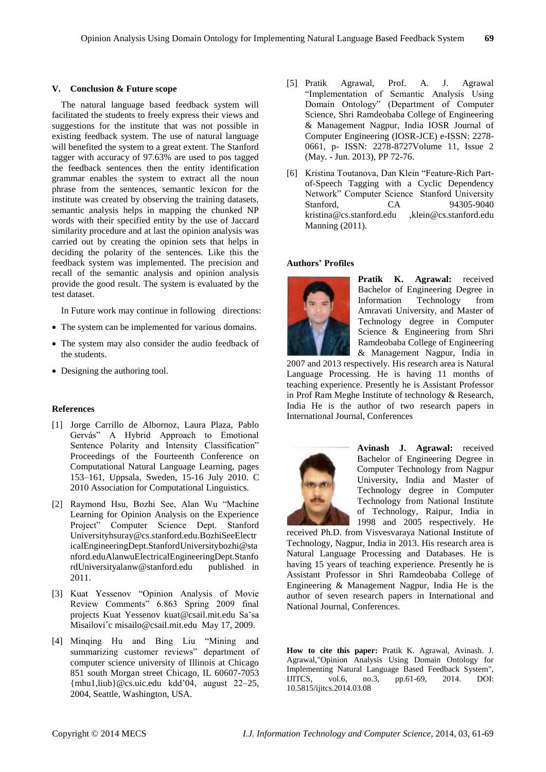## V. Conclusion & Future scope

The natural language based feedback system will facilitated the students to freely express their views and suggestions for the institute that was not possible in existing feedback system. The use of natural language will benefited the system to a great extent. The Stanford tagger with accuracy of 97.63% are used to pos tagged the feedback sentences then the entity identification grammar enables the system to extract all the noun phrase from the sentences, semantic lexicon for the institute was created by observing the training datasets, semantic analysis helps in mapping the chunked NP words with their specified entity by the use of Jaccard similarity procedure and at last the opinion analysis was carried out by creating the opinion sets that helps in deciding the polarity of the sentences. Like this the feedback system was implemented. The precision and recall of the semantic analysis and opinion analysis provide the good result. The system is evaluated by the test dataset.

In Future work may continue in following directions:

- The system can be implemented for various domains.
- The system may also consider the audio feedback of the students.
- Designing the authoring tool.

## References

[1] Jorge Carrillo de Albornoz, Laura Plaza, Pablo Gervás" A Hybrid Approach to Emotional Sentence Polarity and Intensity Classification" Proceedings of the Fourteenth Conference on Computational Natural Language Learning, pages 153–161, Uppsala, Sweden, 15-16 July 2010. C 2010 Association for Computational Linguistics.

[2] Raymond Hsu, Bozhi See, Alan Wu "Machine Learning for Opinion Analysis on the Experience Project" Computer Science Dept. Stanford Universityhsuray@cs.stanford.edu.BozhiSeeElectricalEngineeringDept.StanfordUniversitybozhi@stanford.eduAlanwuElectricalEngineeringDept.StanfordUniversityalanw@stanford.edu published in 2011.

[3] Kuat Yessenov "Opinion Analysis of Movie Review Comments" 6.863 Spring 2009 final projects Kuat Yessenov kuat@csail.mit.edu Saˇsa Misailovi´c misailo@csail.mit.edu May 17, 2009.

[4] Minqing Hu and Bing Liu "Mining and summarizing customer reviews" department of computer science university of Illinois at Chicago 851 south Morgan street Chicago, IL 60607-7053 {mhu1,liub}@cs.uic.edu kdd'04, august 22–25, 2004, Seattle, Washington, USA.

[5] Pratik Agrawal, Prof. A. J. Agrawal "Implementation of Semantic Analysis Using Domain Ontology" (Department of Computer Science, Shri Ramdeobaba College of Engineering & Management Nagpur, India IOSR Journal of Computer Engineering (IOSR-JCE) e-ISSN: 2278-0661, p- ISSN: 2278-8727Volume 11, Issue 2 (May. - Jun. 2013), PP 72-76.

[6] Kristina Toutanova, Dan Klein "Feature-Rich Part-of-Speech Tagging with a Cyclic Dependency Network" Computer Science Stanford University Stanford, CA 94305-9040 kristina@cs.stanford.edu ,klein@cs.stanford.edu Manning (2011).

## Authors' Profiles

**Pratik K. Agrawal:** received Bachelor of Engineering Degree in Information Technology from Amravati University, and Master of Technology degree in Computer Science & Engineering from Shri Ramdeobaba College of Engineering & Management Nagpur, India in 2007 and 2013 respectively. His research area is Natural Language Processing. He is having 11 months of teaching experience. Presently he is Assistant Professor in Prof Ram Meghe Institute of technology & Research, India He is the author of two research papers in International Journal, Conferences

**Avinash J. Agrawal:** received Bachelor of Engineering Degree in Computer Technology from Nagpur University, India and Master of Technology degree in Computer Technology from National Institute of Technology, Raipur, India in 1998 and 2005 respectively. He received Ph.D. from Visvesvaraya National Institute of Technology, Nagpur, India in 2013. His research area is Natural Language Processing and Databases. He is having 15 years of teaching experience. Presently he is Assistant Professor in Shri Ramdeobaba College of Engineering & Management Nagpur, India He is the author of seven research papers in International and National Journal, Conferences.

**How to cite this paper:** Pratik K. Agrawal, Avinash. J. Agrawal,"Opinion Analysis Using Domain Ontology for Implementing Natural Language Based Feedback System", IJITCS, vol.6, no.3, pp.61-69, 2014. DOI: 10.5815/ijitcs.2014.03.08